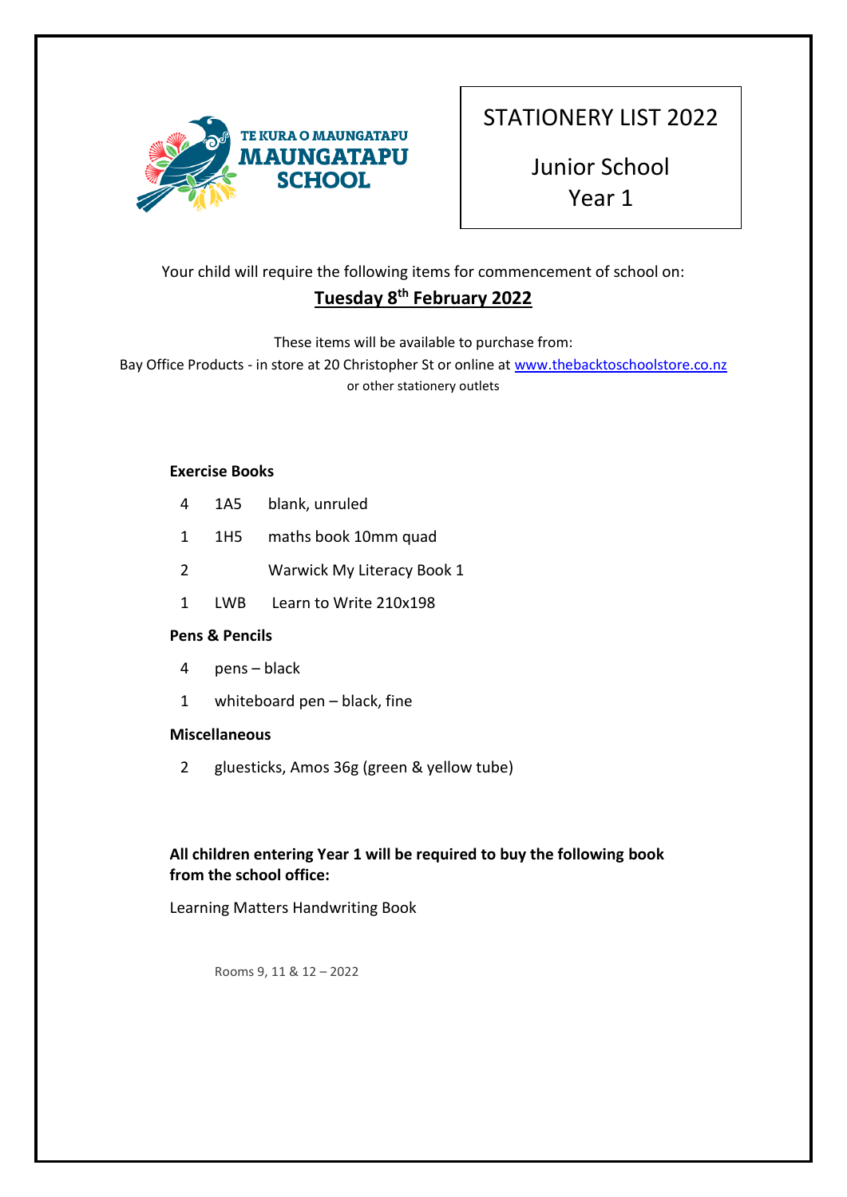TE KURA O MAUNGATAPU
**MAUNGATAPU SCHOOL**

# STATIONERY LIST 2022

## Junior School
## Year 1

Your child will require the following items for commencement of school on:

**Tuesday 8th February 2022**

These items will be available to purchase from:
Bay Office Products - in store at 20 Christopher St or online at www.thebacktoschoolstore.co.nz
or other stationery outlets

**Exercise Books**

| | | |
|---|---|---|
| 4 | 1A5 | blank, unruled |
| 1 | 1H5 | maths book 10mm quad |
| 2 | | Warwick My Literacy Book 1 |
| 1 | LWB | Learn to Write 210x198 |

**Pens & Pencils**

| | |
|---|---|
| 4 | pens – black |
| 1 | whiteboard pen – black, fine |

**Miscellaneous**

| | |
|---|---|
| 2 | gluesticks, Amos 36g (green & yellow tube) |

**All children entering Year 1 will be required to buy the following book from the school office:**

Learning Matters Handwriting Book

Rooms 9, 11 & 12 – 2022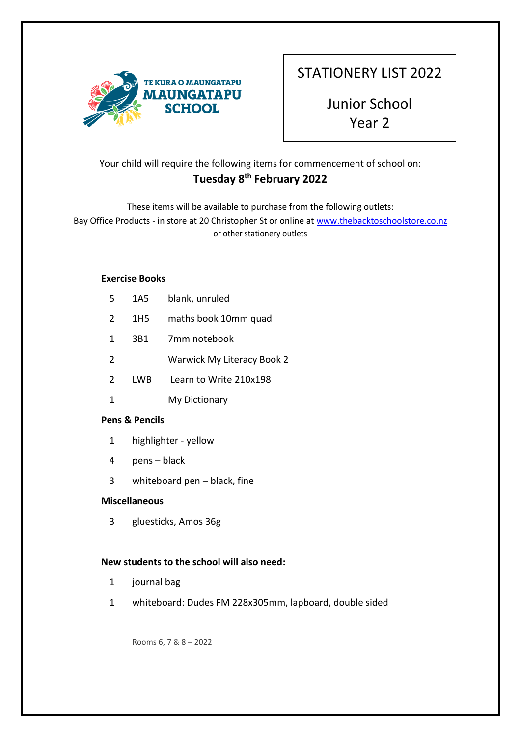TE KURA O MAUNGATAPU
MAUNGATAPU SCHOOL

# STATIONERY LIST 2022

## Junior School
## Year 2

Your child will require the following items for commencement of school on:

**Tuesday 8th February 2022**

These items will be available to purchase from the following outlets:
Bay Office Products - in store at 20 Christopher St or online at www.thebacktoschoolstore.co.nz
or other stationery outlets

**Exercise Books**

| | | |
|---|---|---|
| 5 | 1A5 | blank, unruled |
| 2 | 1H5 | maths book 10mm quad |
| 1 | 3B1 | 7mm notebook |
| 2 | | Warwick My Literacy Book 2 |
| 2 | LWB | Learn to Write 210x198 |
| 1 | | My Dictionary |

**Pens & Pencils**

- 1 highlighter - yellow
- 4 pens – black
- 3 whiteboard pen – black, fine

**Miscellaneous**

- 3 gluesticks, Amos 36g

**New students to the school will also need:**

- 1 journal bag
- 1 whiteboard: Dudes FM 228x305mm, lapboard, double sided

Rooms 6, 7 & 8 – 2022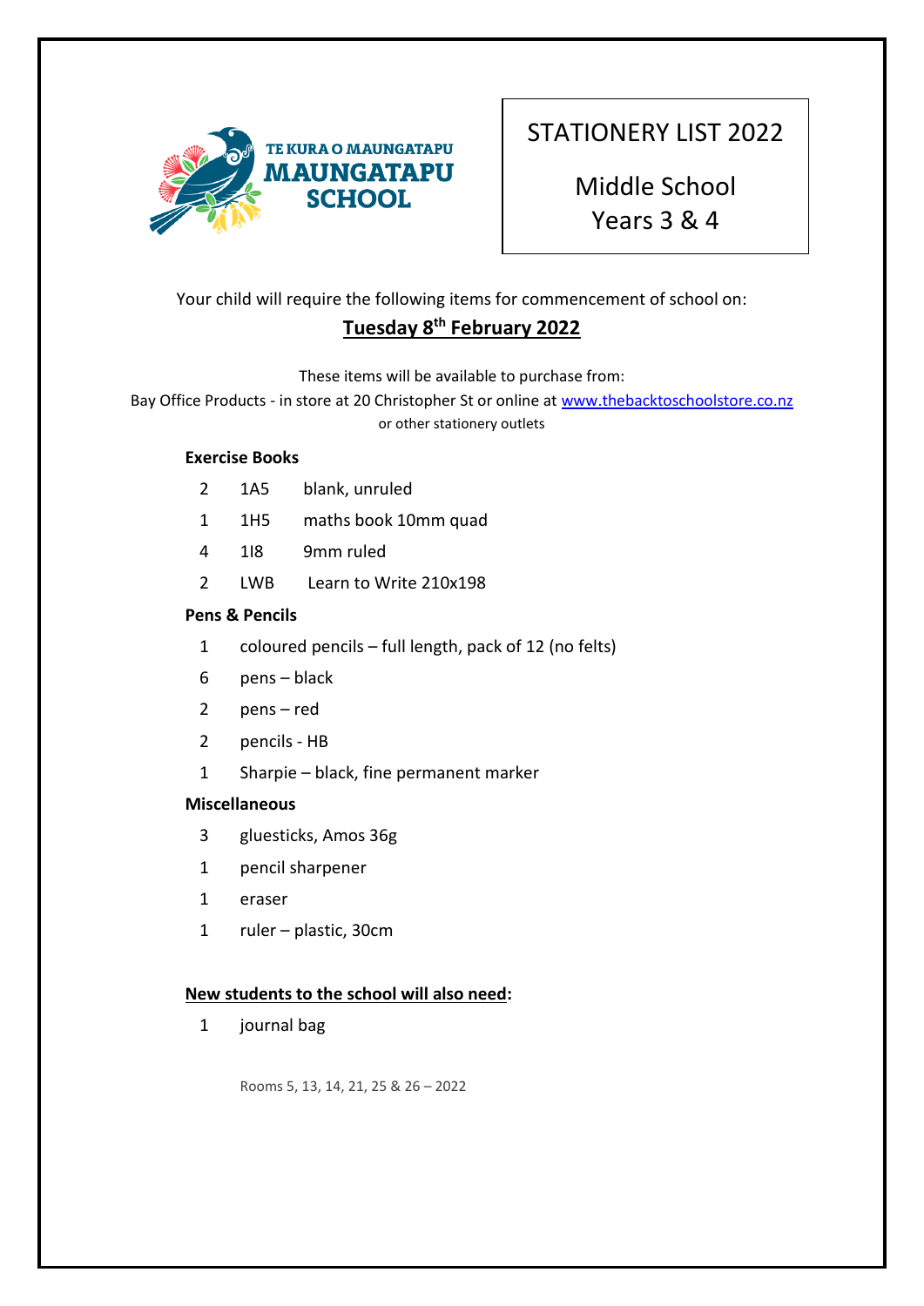TE KURA O MAUNGATAPU
**MAUNGATAPU SCHOOL**

# STATIONERY LIST 2022

## Middle School
## Years 3 & 4

Your child will require the following items for commencement of school on:

**Tuesday 8th February 2022**

These items will be available to purchase from:
Bay Office Products - in store at 20 Christopher St or online at www.thebacktoschoolstore.co.nz
or other stationery outlets

**Exercise Books**

| | | |
|---|---|---|
| 2 | 1A5 | blank, unruled |
| 1 | 1H5 | maths book 10mm quad |
| 4 | 1I8 | 9mm ruled |
| 2 | LWB | Learn to Write 210x198 |

**Pens & Pencils**

- 1 coloured pencils – full length, pack of 12 (no felts)
- 6 pens – black
- 2 pens – red
- 2 pencils - HB
- 1 Sharpie – black, fine permanent marker

**Miscellaneous**

- 3 gluesticks, Amos 36g
- 1 pencil sharpener
- 1 eraser
- 1 ruler – plastic, 30cm

**New students to the school will also need:**

- 1 journal bag

Rooms 5, 13, 14, 21, 25 & 26 – 2022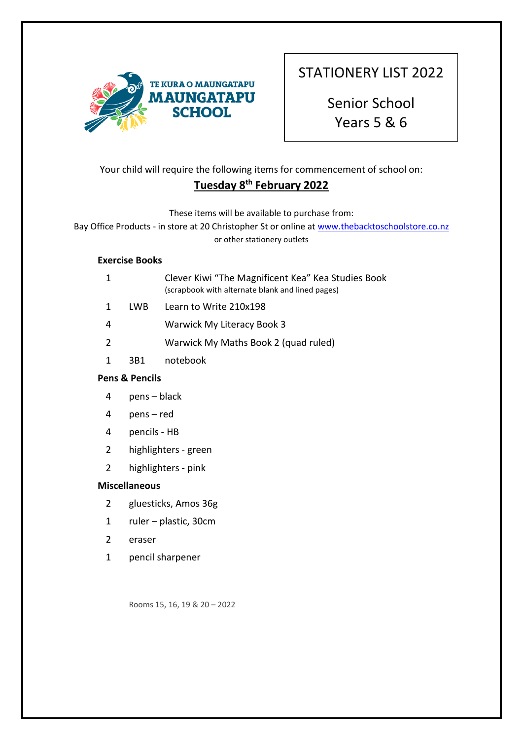TE KURA O MAUNGATAPU
MAUNGATAPU SCHOOL

# STATIONERY LIST 2022

## Senior School
## Years 5 & 6

Your child will require the following items for commencement of school on:

**Tuesday 8th February 2022**

These items will be available to purchase from:
Bay Office Products - in store at 20 Christopher St or online at www.thebacktoschoolstore.co.nz
or other stationery outlets

**Exercise Books**

| | | |
|---|---|---|
| 1 | | Clever Kiwi "The Magnificent Kea" Kea Studies Book (scrapbook with alternate blank and lined pages) |
| 1 | LWB | Learn to Write 210x198 |
| 4 | | Warwick My Literacy Book 3 |
| 2 | | Warwick My Maths Book 2 (quad ruled) |
| 1 | 3B1 | notebook |

**Pens & Pencils**

| | |
|---|---|
| 4 | pens – black |
| 4 | pens – red |
| 4 | pencils - HB |
| 2 | highlighters - green |
| 2 | highlighters - pink |

**Miscellaneous**

| | |
|---|---|
| 2 | gluesticks, Amos 36g |
| 1 | ruler – plastic, 30cm |
| 2 | eraser |
| 1 | pencil sharpener |

Rooms 15, 16, 19 & 20 – 2022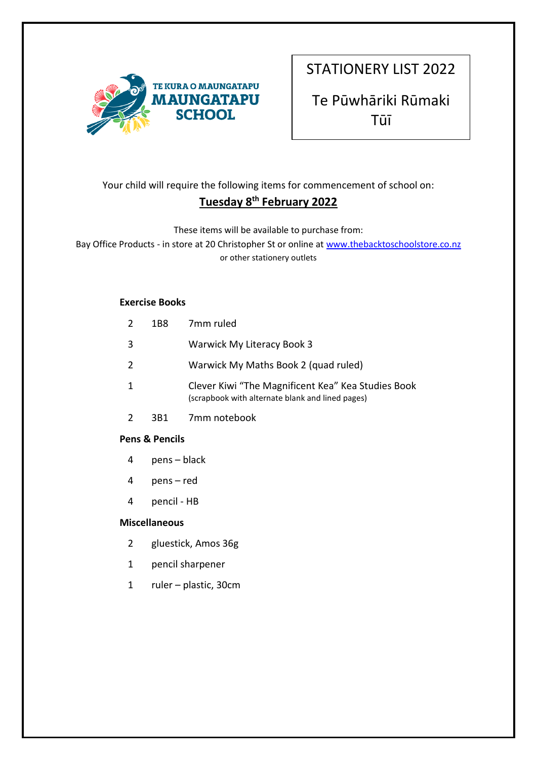TE KURA O MAUNGATAPU
MAUNGATAPU SCHOOL

# STATIONERY LIST 2022

## Te Pūwhāriki Rūmaki Tūī

Your child will require the following items for commencement of school on:

**Tuesday 8th February 2022**

These items will be available to purchase from:
Bay Office Products - in store at 20 Christopher St or online at www.thebacktoschoolstore.co.nz
or other stationery outlets

**Exercise Books**

| Qty | Code | Item |
|---|---|---|
| 2 | 1B8 | 7mm ruled |
| 3 | | Warwick My Literacy Book 3 |
| 2 | | Warwick My Maths Book 2 (quad ruled) |
| 1 | | Clever Kiwi "The Magnificent Kea" Kea Studies Book (scrapbook with alternate blank and lined pages) |
| 2 | 3B1 | 7mm notebook |

**Pens & Pencils**

| Qty | Item |
|---|---|
| 4 | pens – black |
| 4 | pens – red |
| 4 | pencil - HB |

**Miscellaneous**

| Qty | Item |
|---|---|
| 2 | gluestick, Amos 36g |
| 1 | pencil sharpener |
| 1 | ruler – plastic, 30cm |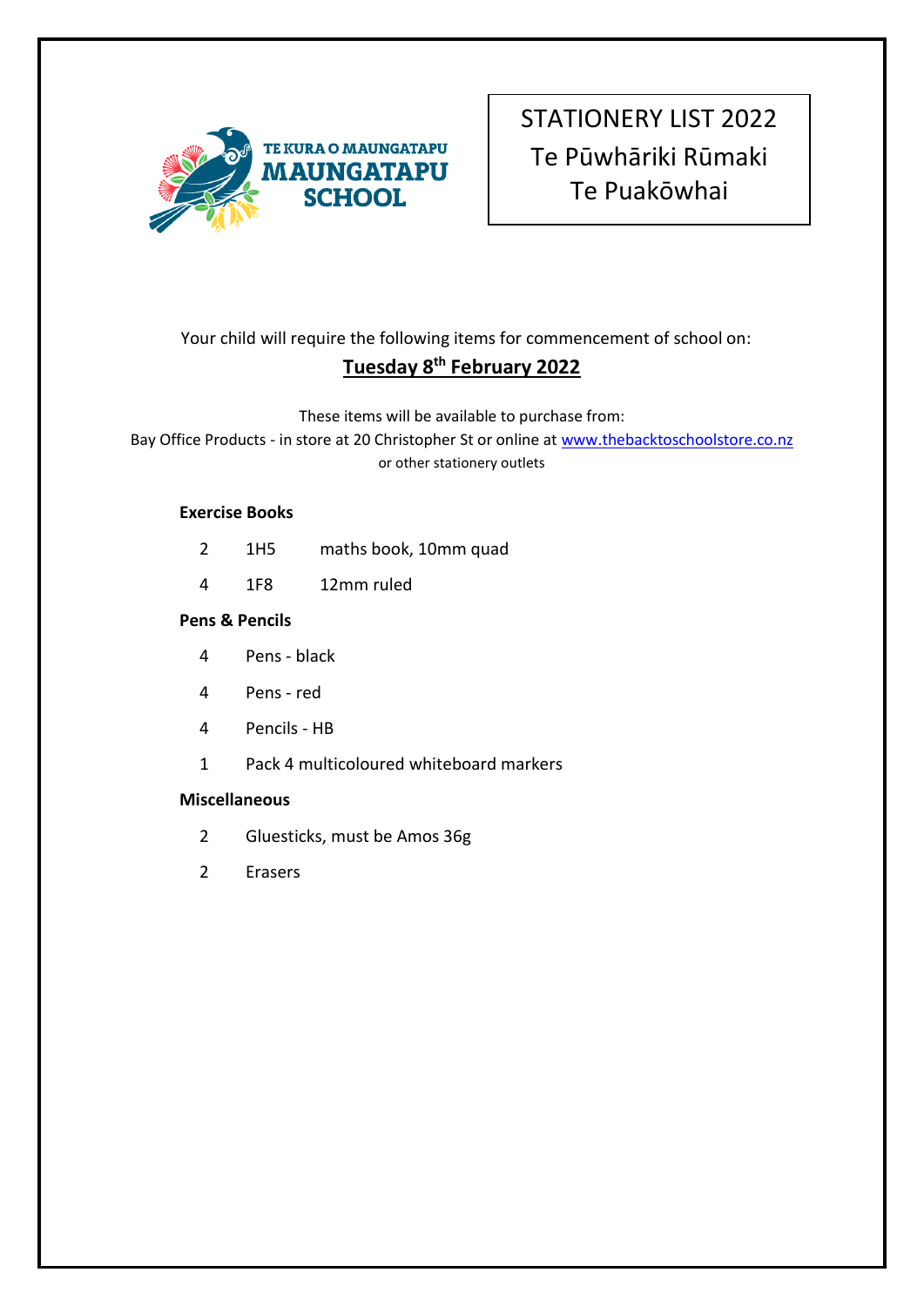TE KURA O MAUNGATAPU
MAUNGATAPU SCHOOL

# STATIONERY LIST 2022
## Te Pūwhāriki Rūmaki
## Te Puakōwhai

Your child will require the following items for commencement of school on:

**Tuesday 8th February 2022**

These items will be available to purchase from:
Bay Office Products - in store at 20 Christopher St or online at www.thebacktoschoolstore.co.nz
or other stationery outlets

**Exercise Books**

| | | |
|---|---|---|
| 2 | 1H5 | maths book, 10mm quad |
| 4 | 1F8 | 12mm ruled |

**Pens & Pencils**

- 4 Pens - black
- 4 Pens - red
- 4 Pencils - HB
- 1 Pack 4 multicoloured whiteboard markers

**Miscellaneous**

- 2 Gluesticks, must be Amos 36g
- 2 Erasers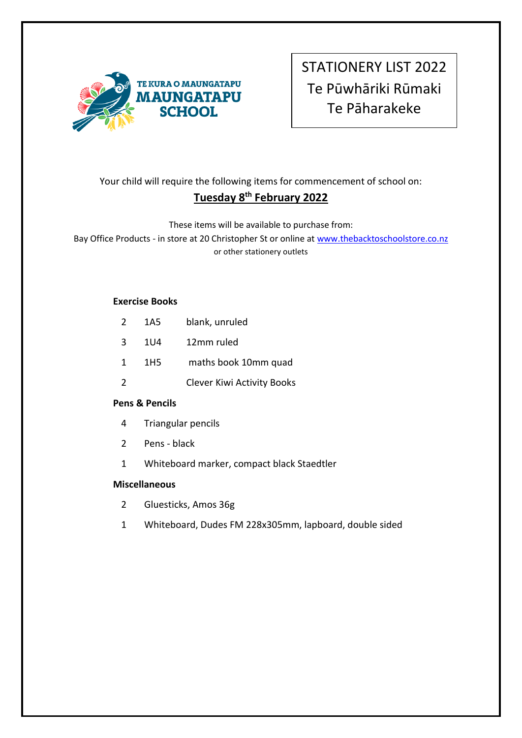TE KURA O MAUNGATAPU
MAUNGATAPU SCHOOL

# STATIONERY LIST 2022
## Te Pūwhāriki Rūmaki
## Te Pāharakeke

Your child will require the following items for commencement of school on:

**Tuesday 8th February 2022**

These items will be available to purchase from:
Bay Office Products - in store at 20 Christopher St or online at www.thebacktoschoolstore.co.nz
or other stationery outlets

**Exercise Books**

| | | |
|---|---|---|
| 2 | 1A5 | blank, unruled |
| 3 | 1U4 | 12mm ruled |
| 1 | 1H5 | maths book 10mm quad |
| 2 | | Clever Kiwi Activity Books |

**Pens & Pencils**

- 4 Triangular pencils
- 2 Pens - black
- 1 Whiteboard marker, compact black Staedtler

**Miscellaneous**

- 2 Gluesticks, Amos 36g
- 1 Whiteboard, Dudes FM 228x305mm, lapboard, double sided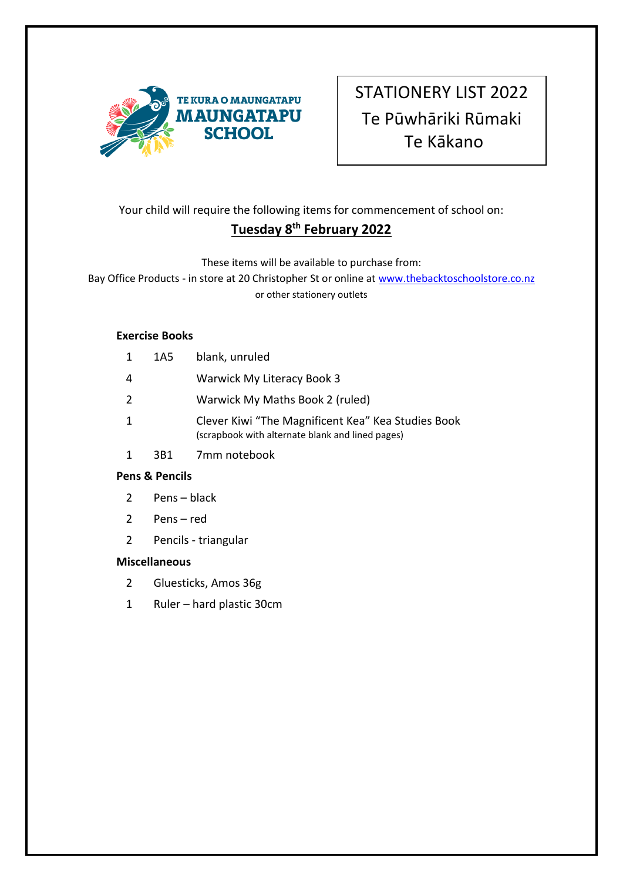TE KURA O MAUNGATAPU
**MAUNGATAPU SCHOOL**

# STATIONERY LIST 2022
## Te Pūwhāriki Rūmaki
## Te Kākano

Your child will require the following items for commencement of school on:

**Tuesday 8th February 2022**

These items will be available to purchase from:
Bay Office Products - in store at 20 Christopher St or online at www.thebacktoschoolstore.co.nz
or other stationery outlets

**Exercise Books**

| Qty | Code | Item |
|---|---|---|
| 1 | 1A5 | blank, unruled |
| 4 | | Warwick My Literacy Book 3 |
| 2 | | Warwick My Maths Book 2 (ruled) |
| 1 | | Clever Kiwi "The Magnificent Kea" Kea Studies Book (scrapbook with alternate blank and lined pages) |
| 1 | 3B1 | 7mm notebook |

**Pens & Pencils**

| Qty | Item |
|---|---|
| 2 | Pens – black |
| 2 | Pens – red |
| 2 | Pencils - triangular |

**Miscellaneous**

| Qty | Item |
|---|---|
| 2 | Gluesticks, Amos 36g |
| 1 | Ruler – hard plastic 30cm |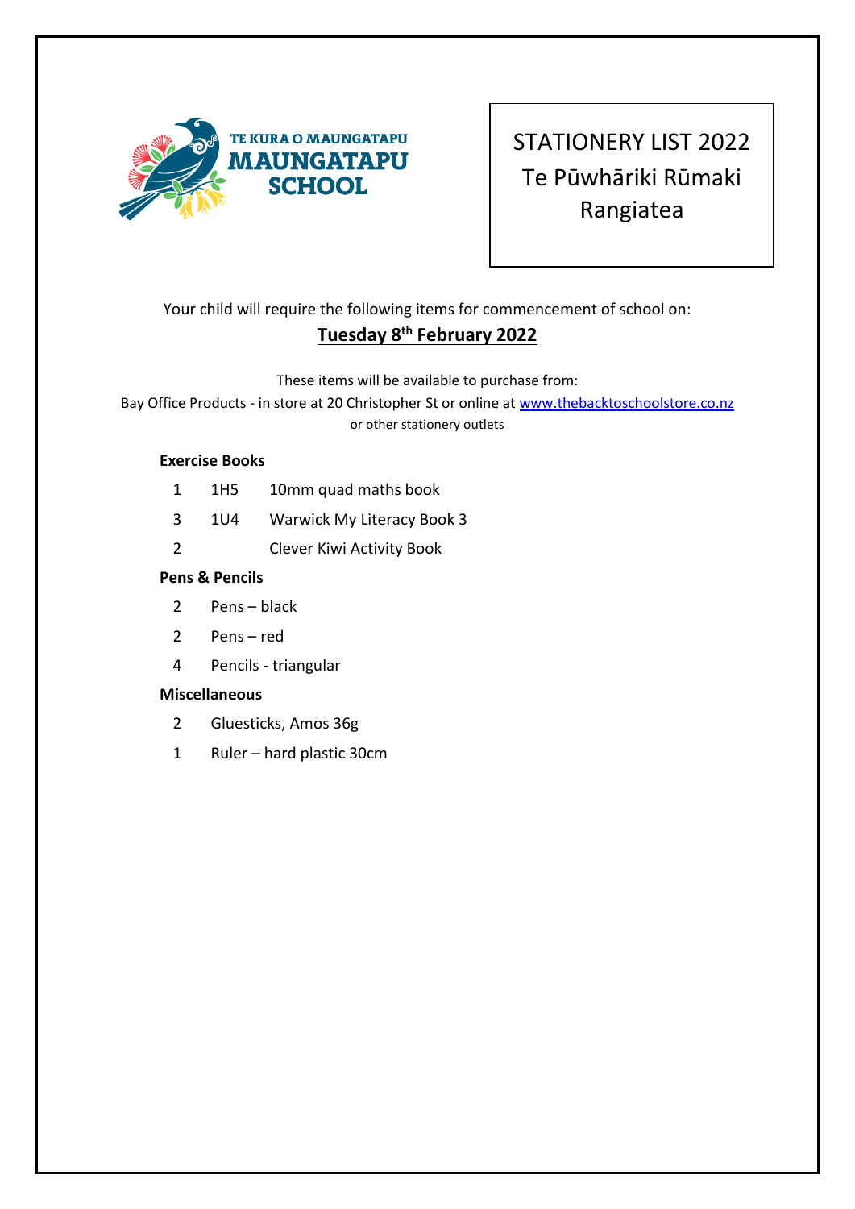TE KURA O MAUNGATAPU
MAUNGATAPU SCHOOL

# STATIONERY LIST 2022
## Te Pūwhāriki Rūmaki Rangiatea

Your child will require the following items for commencement of school on:

**Tuesday 8th February 2022**

These items will be available to purchase from:
Bay Office Products - in store at 20 Christopher St or online at www.thebacktoschoolstore.co.nz
or other stationery outlets

**Exercise Books**

| | | |
|---|---|---|
| 1 | 1H5 | 10mm quad maths book |
| 3 | 1U4 | Warwick My Literacy Book 3 |
| 2 | | Clever Kiwi Activity Book |

**Pens & Pencils**

| | |
|---|---|
| 2 | Pens – black |
| 2 | Pens – red |
| 4 | Pencils - triangular |

**Miscellaneous**

| | |
|---|---|
| 2 | Gluesticks, Amos 36g |
| 1 | Ruler – hard plastic 30cm |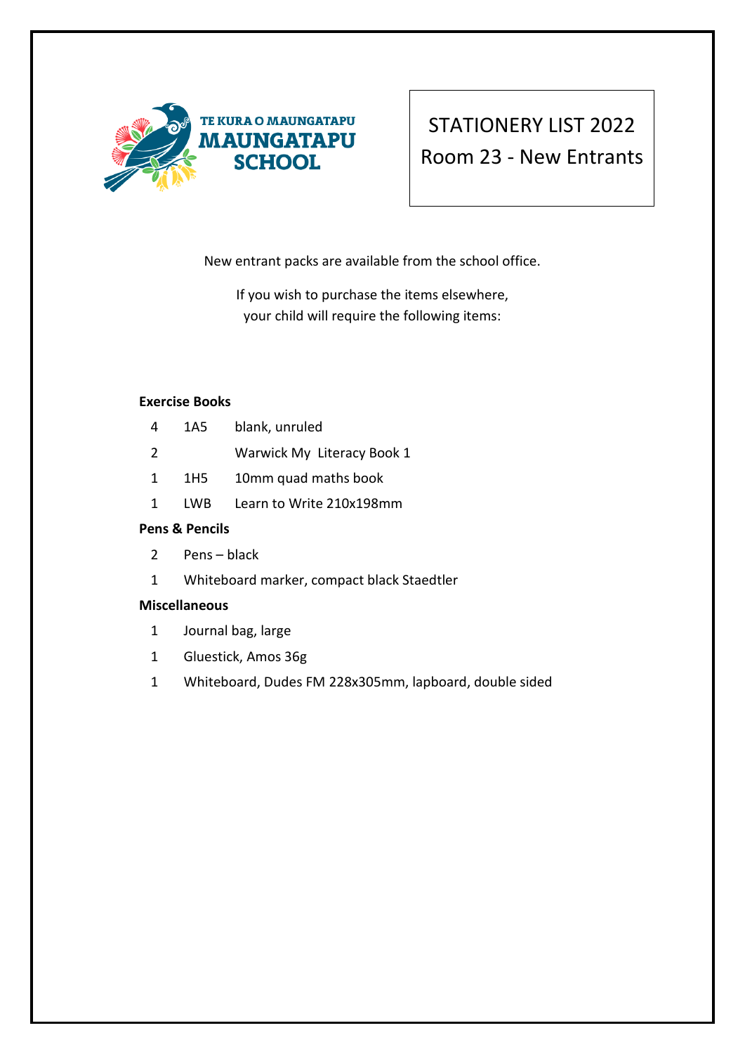TE KURA O MAUNGATAPU
MAUNGATAPU SCHOOL

# STATIONERY LIST 2022
## Room 23 - New Entrants

New entrant packs are available from the school office.

If you wish to purchase the items elsewhere,
your child will require the following items:

**Exercise Books**

| | | |
|---|---|---|
| 4 | 1A5 | blank, unruled |
| 2 | | Warwick My Literacy Book 1 |
| 1 | 1H5 | 10mm quad maths book |
| 1 | LWB | Learn to Write 210x198mm |

**Pens & Pencils**

| | |
|---|---|
| 2 | Pens – black |
| 1 | Whiteboard marker, compact black Staedtler |

**Miscellaneous**

| | |
|---|---|
| 1 | Journal bag, large |
| 1 | Gluestick, Amos 36g |
| 1 | Whiteboard, Dudes FM 228x305mm, lapboard, double sided |